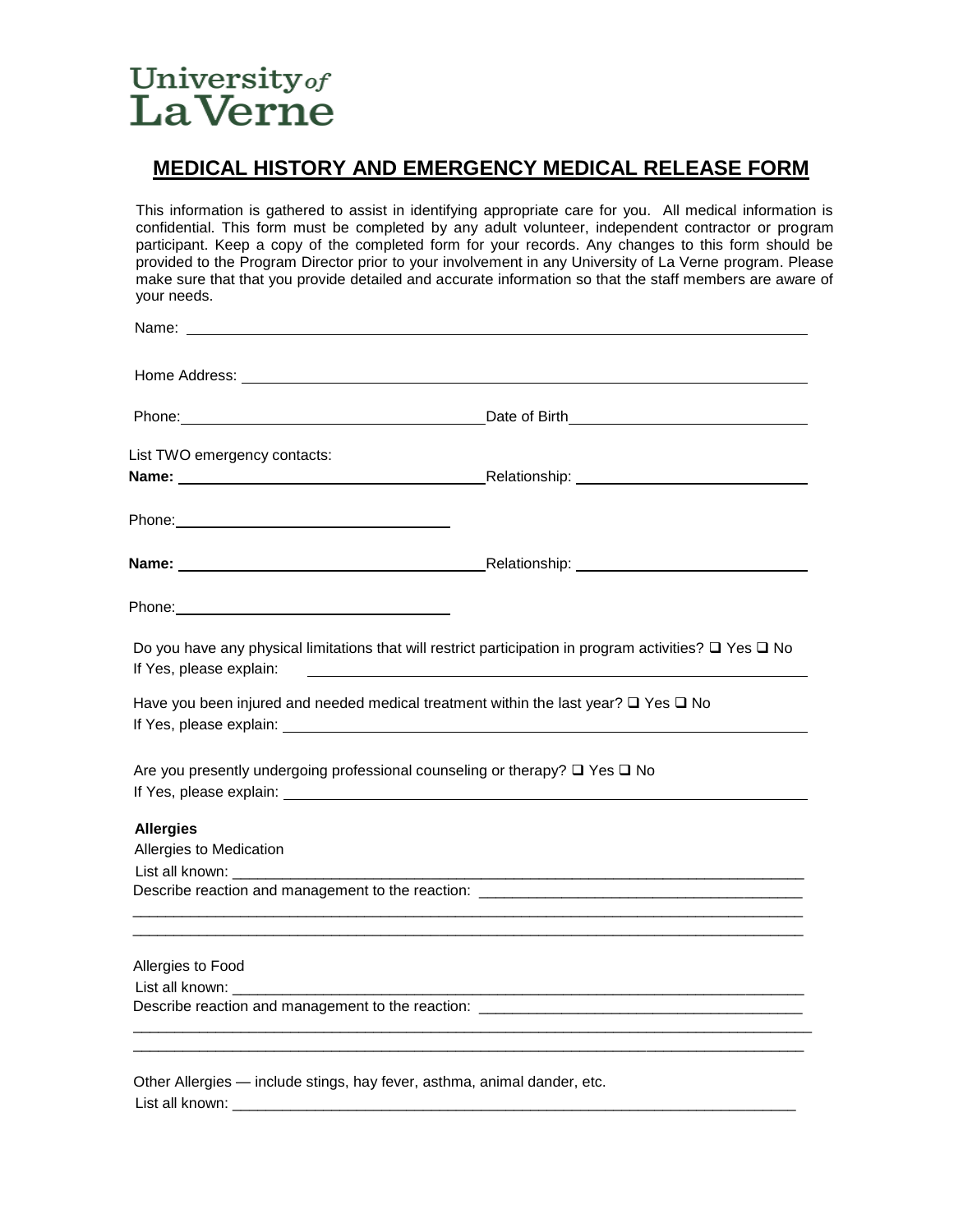University of La Verne

# MEDICAL HISTORY AND EMERGENCY MEDICAL RELEASE FORM

This information is gathered to assist in identifying appropriate care for you. All medical information is confidential. This form must be completed by any adult volunteer, independent contractor or program participant. Keep a copy of the completed form for your records. Any changes to this form should be provided to the Program Director prior to your involvement in any University of La Verne program. Please make sure that that you provide detailed and accurate information so that the staff members are aware of your needs.

Name: ______________________________________________

Home Address: ______________________________________________

Phone: ______________________ Date of Birth ______________________

List TWO emergency contacts:

**Name:** ______________________ Relationship: ______________________

Phone: ______________________

**Name:** ______________________ Relationship: ______________________

Phone: ______________________

Do you have any physical limitations that will restrict participation in program activities? ❑ Yes ❑ No
If Yes, please explain: ______________________________________________

Have you been injured and needed medical treatment within the last year? ❑ Yes ❑ No
If Yes, please explain: ______________________________________________

Are you presently undergoing professional counseling or therapy? ❑ Yes ❑ No
If Yes, please explain: ______________________________________________

**Allergies**

Allergies to Medication

List all known: ______________________________________________

Describe reaction and management to the reaction: ______________________________________________

______________________________________________

______________________________________________

Allergies to Food

List all known: ______________________________________________

Describe reaction and management to the reaction: ______________________________________________

______________________________________________

______________________________________________

Other Allergies — include stings, hay fever, asthma, animal dander, etc.

List all known: ______________________________________________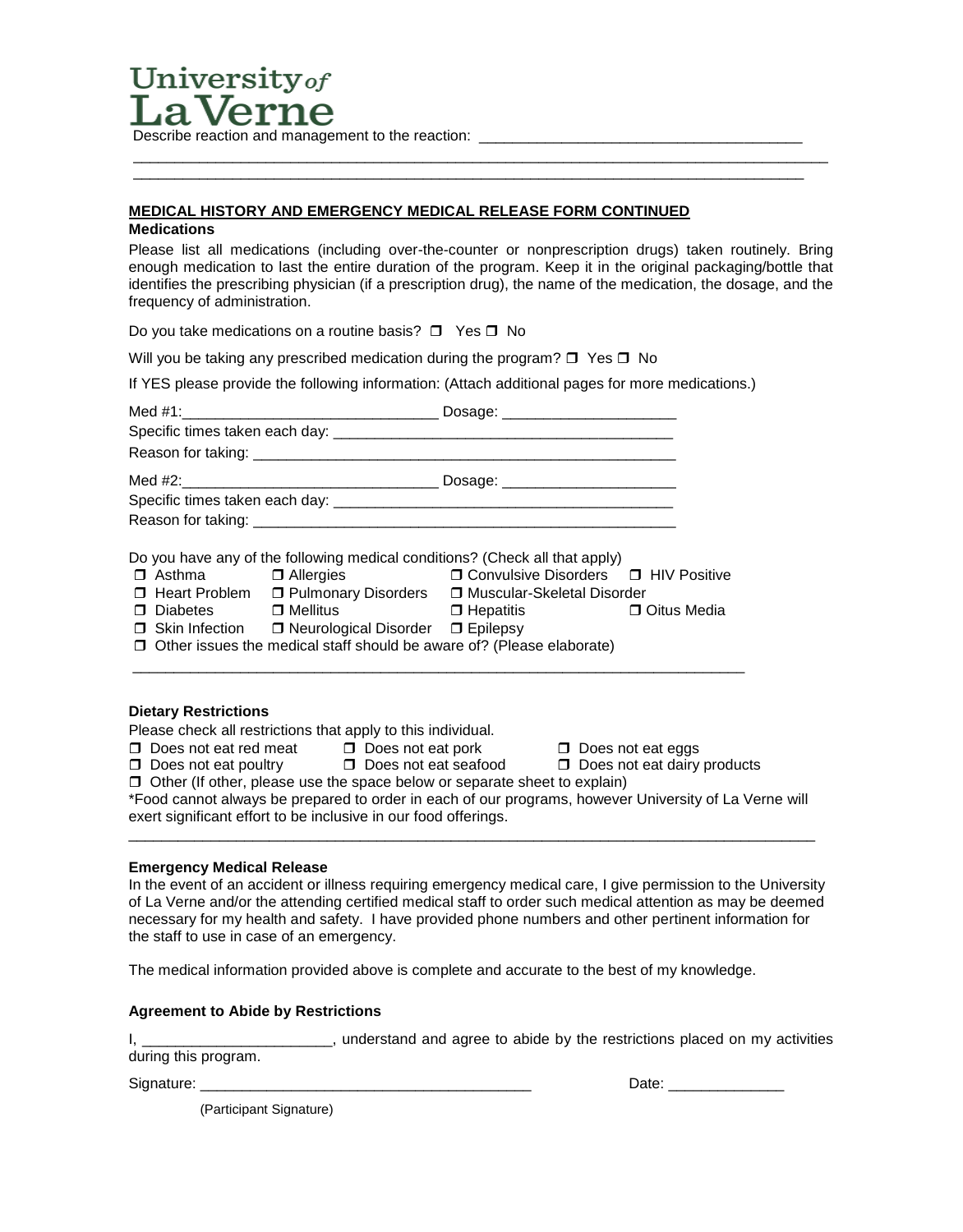University of La Verne

Describe reaction and management to the reaction: ______________________________________

_____________________________________________________________________________________

_____________________________________________________________________________________

**MEDICAL HISTORY AND EMERGENCY MEDICAL RELEASE FORM CONTINUED**

**Medications**

Please list all medications (including over-the-counter or nonprescription drugs) taken routinely. Bring enough medication to last the entire duration of the program. Keep it in the original packaging/bottle that identifies the prescribing physician (if a prescription drug), the name of the medication, the dosage, and the frequency of administration.

Do you take medications on a routine basis? ❒ Yes ❒ No

Will you be taking any prescribed medication during the program? ❒ Yes ❒ No

If YES please provide the following information: (Attach additional pages for more medications.)

Med #1:_______________________________ Dosage: _____________________

Specific times taken each day: __________________________________________

Reason for taking: ___________________________________________________

Med #2:_______________________________ Dosage: _____________________

Specific times taken each day: __________________________________________

Reason for taking: ___________________________________________________

Do you have any of the following medical conditions? (Check all that apply)

❒ Asthma ❒ Allergies ❒ Convulsive Disorders ❒ HIV Positive
❒ Heart Problem ❒ Pulmonary Disorders ❒ Muscular-Skeletal Disorder
❒ Diabetes ❒ Mellitus ❒ Hepatitis ❒ Oitus Media
❒ Skin Infection ❒ Neurological Disorder ❒ Epilepsy
❒ Other issues the medical staff should be aware of? (Please elaborate)

_____________________________________________________________________________

**Dietary Restrictions**

Please check all restrictions that apply to this individual.

❒ Does not eat red meat ❒ Does not eat pork ❒ Does not eat eggs
❒ Does not eat poultry ❒ Does not eat seafood ❒ Does not eat dairy products
❒ Other (If other, please use the space below or separate sheet to explain)

*Food cannot always be prepared to order in each of our programs, however University of La Verne will exert significant effort to be inclusive in our food offerings.

_____________________________________________________________________________________

**Emergency Medical Release**

In the event of an accident or illness requiring emergency medical care, I give permission to the University of La Verne and/or the attending certified medical staff to order such medical attention as may be deemed necessary for my health and safety. I have provided phone numbers and other pertinent information for the staff to use in case of an emergency.

The medical information provided above is complete and accurate to the best of my knowledge.

**Agreement to Abide by Restrictions**

I, _______________________, understand and agree to abide by the restrictions placed on my activities during this program.

Signature: ________________________________________ Date: ______________

(Participant Signature)